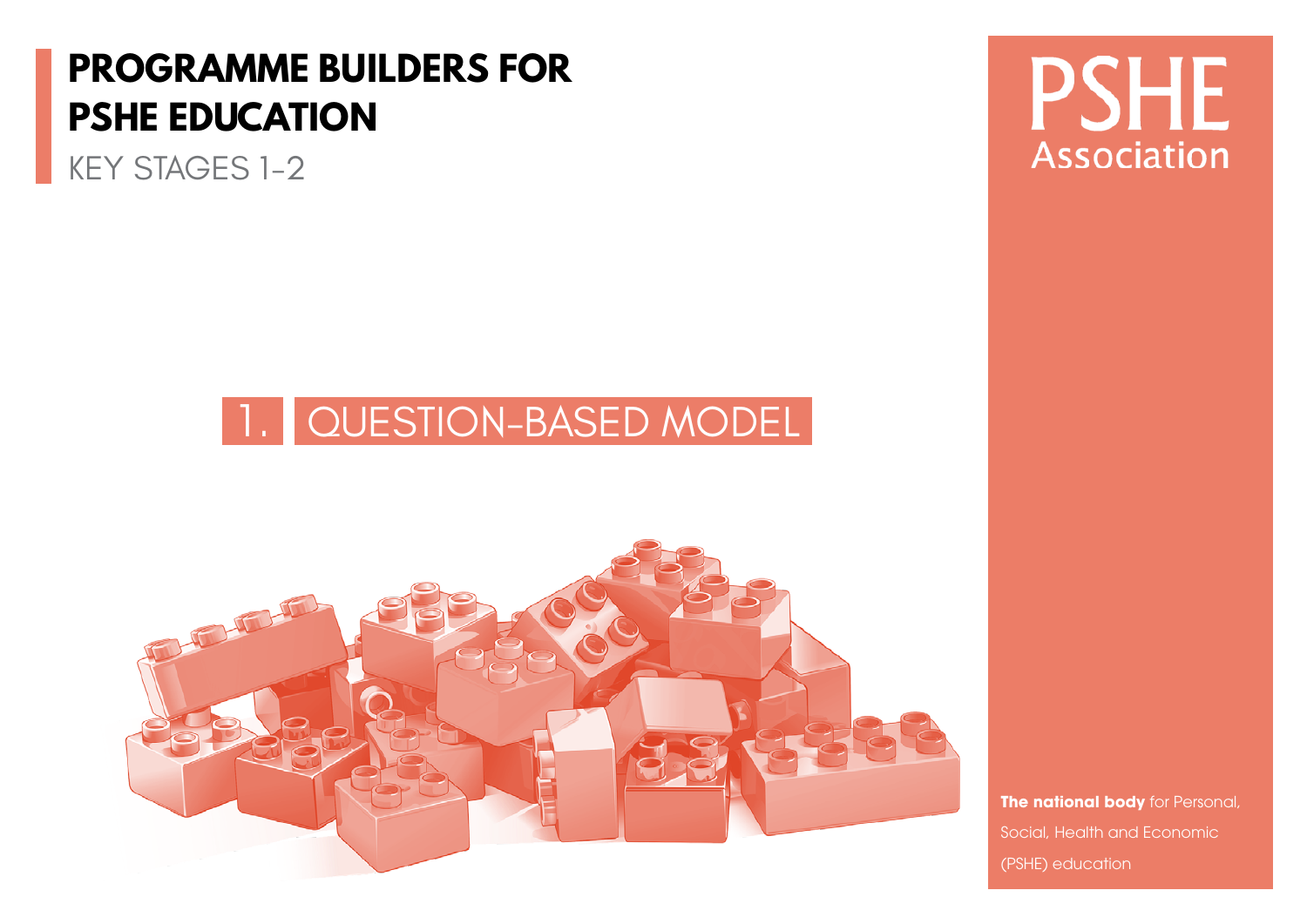# PROGRAMME BUILDERS FOR PSHE EDUCATION

KEY STAGES 1-2

PSHE Association

## 1. QUESTION-BASED MODEL

**The national body** for Personal, Social, Health and Economic (PSHE) education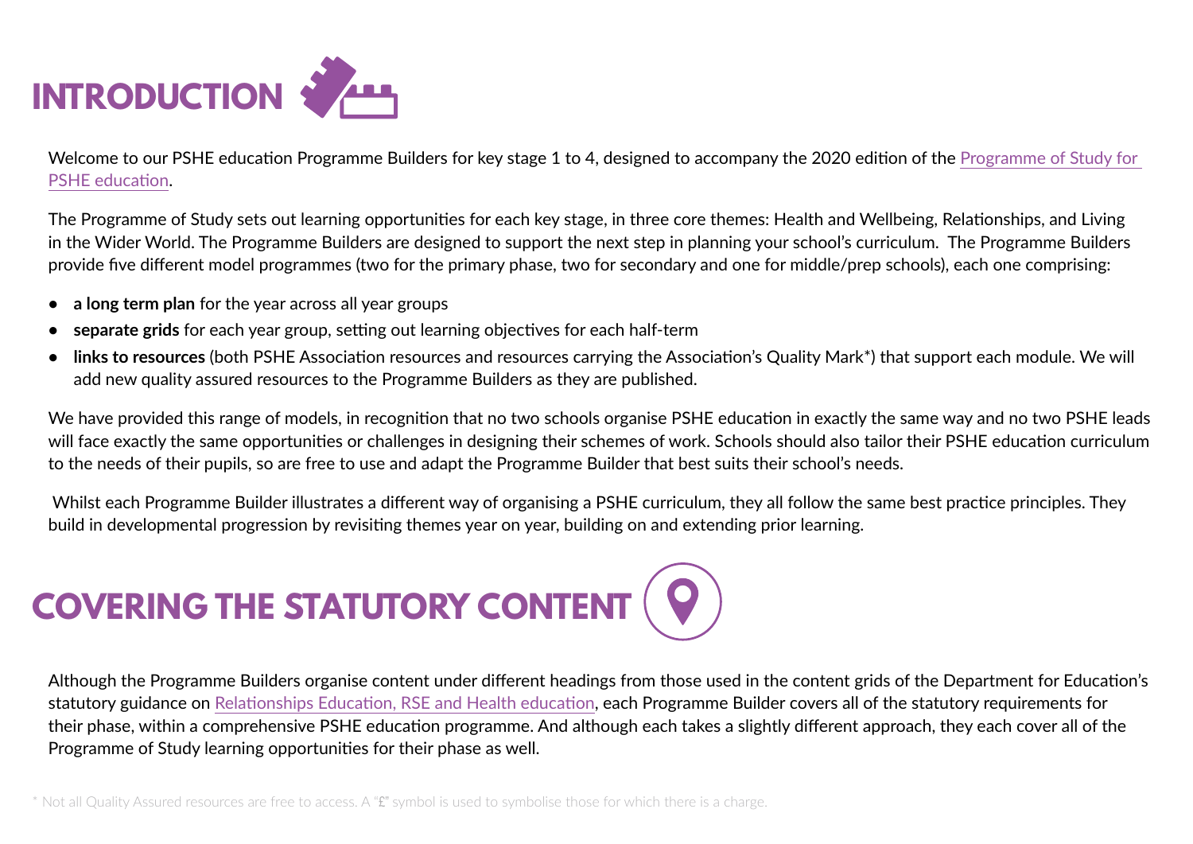# INTRODUCTION

Welcome to our PSHE education Programme Builders for key stage 1 to 4, designed to accompany the 2020 edition of the Programme of Study for PSHE education.

The Programme of Study sets out learning opportunities for each key stage, in three core themes: Health and Wellbeing, Relationships, and Living in the Wider World. The Programme Builders are designed to support the next step in planning your school's curriculum. The Programme Builders provide five different model programmes (two for the primary phase, two for secondary and one for middle/prep schools), each one comprising:

- **a long term plan** for the year across all year groups
- **separate grids** for each year group, setting out learning objectives for each half-term
- **links to resources** (both PSHE Association resources and resources carrying the Association's Quality Mark*) that support each module. We will add new quality assured resources to the Programme Builders as they are published.

We have provided this range of models, in recognition that no two schools organise PSHE education in exactly the same way and no two PSHE leads will face exactly the same opportunities or challenges in designing their schemes of work. Schools should also tailor their PSHE education curriculum to the needs of their pupils, so are free to use and adapt the Programme Builder that best suits their school's needs.

Whilst each Programme Builder illustrates a different way of organising a PSHE curriculum, they all follow the same best practice principles. They build in developmental progression by revisiting themes year on year, building on and extending prior learning.

# COVERING THE STATUTORY CONTENT

Although the Programme Builders organise content under different headings from those used in the content grids of the Department for Education's statutory guidance on Relationships Education, RSE and Health education, each Programme Builder covers all of the statutory requirements for their phase, within a comprehensive PSHE education programme. And although each takes a slightly different approach, they each cover all of the Programme of Study learning opportunities for their phase as well.

* Not all Quality Assured resources are free to access. A "£" symbol is used to symbolise those for which there is a charge.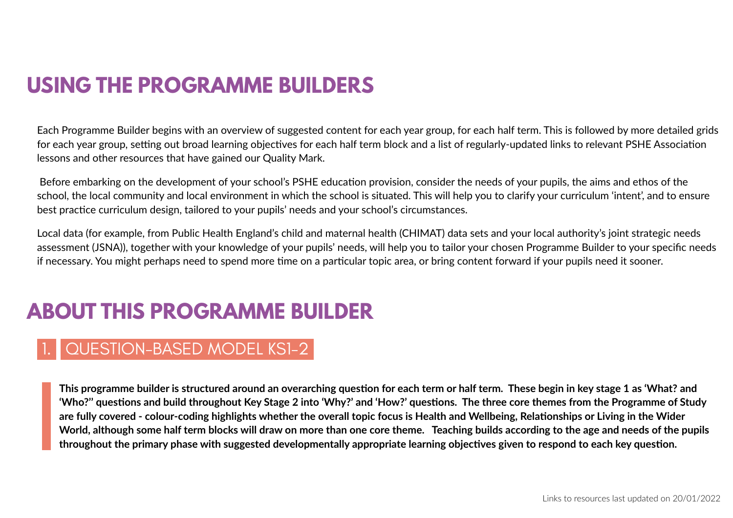# USING THE PROGRAMME BUILDERS

Each Programme Builder begins with an overview of suggested content for each year group, for each half term. This is followed by more detailed grids for each year group, setting out broad learning objectives for each half term block and a list of regularly-updated links to relevant PSHE Association lessons and other resources that have gained our Quality Mark.

Before embarking on the development of your school's PSHE education provision, consider the needs of your pupils, the aims and ethos of the school, the local community and local environment in which the school is situated. This will help you to clarify your curriculum 'intent', and to ensure best practice curriculum design, tailored to your pupils' needs and your school's circumstances.

Local data (for example, from Public Health England's child and maternal health (CHIMAT) data sets and your local authority's joint strategic needs assessment (JSNA)), together with your knowledge of your pupils' needs, will help you to tailor your chosen Programme Builder to your specific needs if necessary. You might perhaps need to spend more time on a particular topic area, or bring content forward if your pupils need it sooner.

# ABOUT THIS PROGRAMME BUILDER

## 1. QUESTION-BASED MODEL KS1-2

**This programme builder is structured around an overarching question for each term or half term. These begin in key stage 1 as 'What? and 'Who?" questions and build throughout Key Stage 2 into 'Why?' and 'How?' questions. The three core themes from the Programme of Study are fully covered - colour-coding highlights whether the overall topic focus is Health and Wellbeing, Relationships or Living in the Wider World, although some half term blocks will draw on more than one core theme. Teaching builds according to the age and needs of the pupils throughout the primary phase with suggested developmentally appropriate learning objectives given to respond to each key question.**

Links to resources last updated on 20/01/2022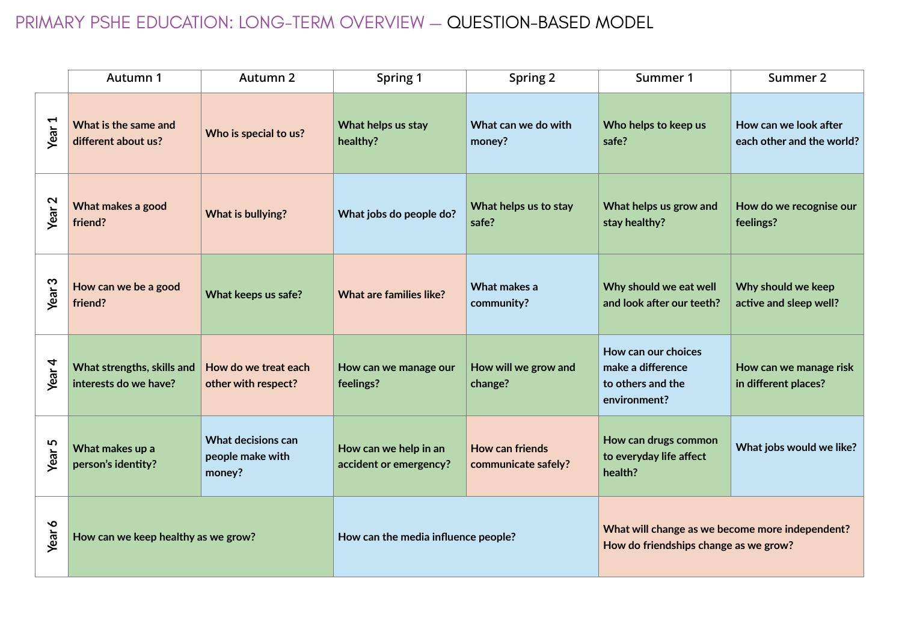# PRIMARY PSHE EDUCATION: LONG-TERM OVERVIEW — QUESTION-BASED MODEL

| | Autumn 1 | Autumn 2 | Spring 1 | Spring 2 | Summer 1 | Summer 2 |
|---|---|---|---|---|---|---|
| Year 1 | What is the same and different about us? | Who is special to us? | What helps us stay healthy? | What can we do with money? | Who helps to keep us safe? | How can we look after each other and the world? |
| Year 2 | What makes a good friend? | What is bullying? | What jobs do people do? | What helps us to stay safe? | What helps us grow and stay healthy? | How do we recognise our feelings? |
| Year 3 | How can we be a good friend? | What keeps us safe? | What are families like? | What makes a community? | Why should we eat well and look after our teeth? | Why should we keep active and sleep well? |
| Year 4 | What strengths, skills and interests do we have? | How do we treat each other with respect? | How can we manage our feelings? | How will we grow and change? | How can our choices make a difference to others and the environment? | How can we manage risk in different places? |
| Year 5 | What makes up a person's identity? | What decisions can people make with money? | How can we help in an accident or emergency? | How can friends communicate safely? | How can drugs common to everyday life affect health? | What jobs would we like? |
| Year 6 | How can we keep healthy as we grow? | | How can the media influence people? | | What will change as we become more independent? How do friendships change as we grow? | |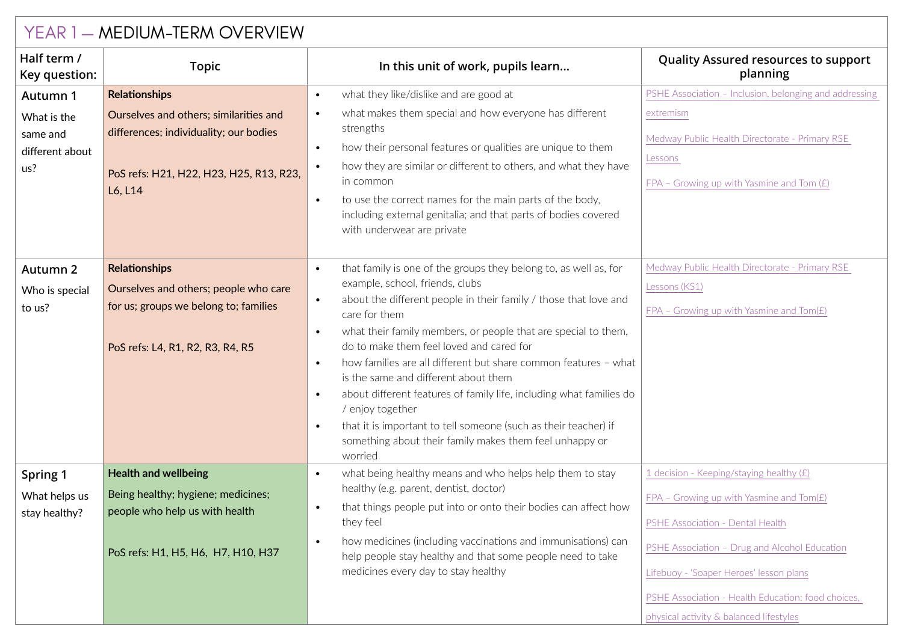# YEAR 1 — MEDIUM-TERM OVERVIEW

| Half term / Key question: | Topic | In this unit of work, pupils learn… | Quality Assured resources to support planning |
|---|---|---|---|
| **Autumn 1**<br>What is the same and different about us? | **Relationships**<br>Ourselves and others; similarities and differences; individuality; our bodies<br><br>PoS refs: H21, H22, H23, H25, R13, R23, L6, L14 | • what they like/dislike and are good at<br>• what makes them special and how everyone has different strengths<br>• how their personal features or qualities are unique to them<br>• how they are similar or different to others, and what they have in common<br>• to use the correct names for the main parts of the body, including external genitalia; and that parts of bodies covered with underwear are private | PSHE Association – Inclusion, belonging and addressing extremism<br><br>Medway Public Health Directorate - Primary RSE Lessons<br><br>FPA – Growing up with Yasmine and Tom (£) |
| **Autumn 2**<br>Who is special to us? | **Relationships**<br>Ourselves and others; people who care for us; groups we belong to; families<br><br>PoS refs: L4, R1, R2, R3, R4, R5 | • that family is one of the groups they belong to, as well as, for example, school, friends, clubs<br>• about the different people in their family / those that love and care for them<br>• what their family members, or people that are special to them, do to make them feel loved and cared for<br>• how families are all different but share common features – what is the same and different about them<br>• about different features of family life, including what families do / enjoy together<br>• that it is important to tell someone (such as their teacher) if something about their family makes them feel unhappy or worried | Medway Public Health Directorate - Primary RSE Lessons (KS1)<br><br>FPA – Growing up with Yasmine and Tom(£) |
| **Spring 1**<br>What helps us stay healthy? | **Health and wellbeing**<br>Being healthy; hygiene; medicines; people who help us with health<br><br>PoS refs: H1, H5, H6, H7, H10, H37 | • what being healthy means and who helps help them to stay healthy (e.g. parent, dentist, doctor)<br>• that things people put into or onto their bodies can affect how they feel<br>• how medicines (including vaccinations and immunisations) can help people stay healthy and that some people need to take medicines every day to stay healthy | 1 decision - Keeping/staying healthy (£)<br><br>FPA – Growing up with Yasmine and Tom(£)<br><br>PSHE Association - Dental Health<br><br>PSHE Association – Drug and Alcohol Education<br><br>Lifebuoy - 'Soaper Heroes' lesson plans<br><br>PSHE Association - Health Education: food choices, physical activity & balanced lifestyles |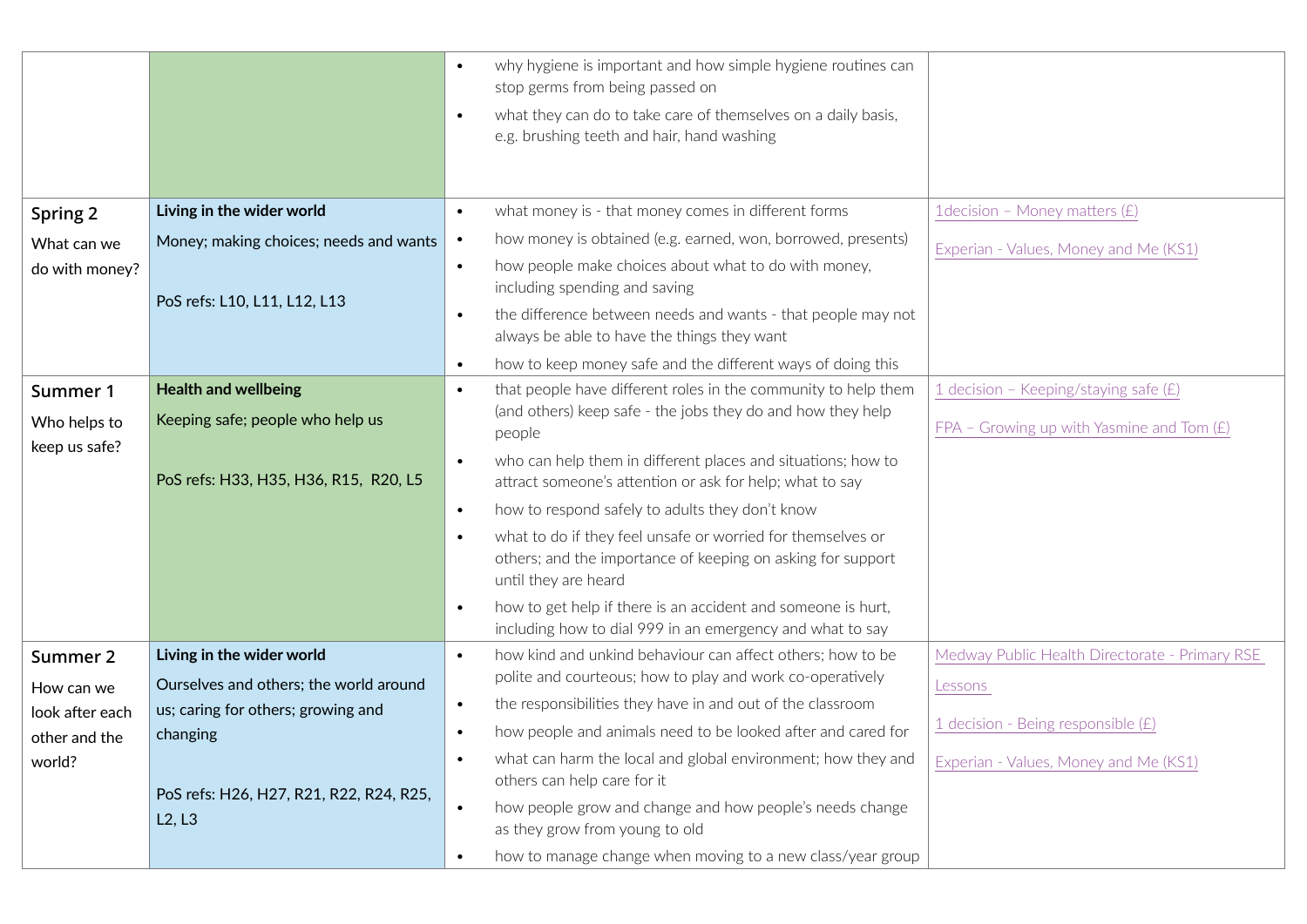| | | | |
|---|---|---|---|
| | | • why hygiene is important and how simple hygiene routines can stop germs from being passed on<br>• what they can do to take care of themselves on a daily basis, e.g. brushing teeth and hair, hand washing | |
| **Spring 2**<br>What can we do with money? | **Living in the wider world**<br>Money; making choices; needs and wants<br><br>PoS refs: L10, L11, L12, L13 | • what money is - that money comes in different forms<br>• how money is obtained (e.g. earned, won, borrowed, presents)<br>• how people make choices about what to do with money, including spending and saving<br>• the difference between needs and wants - that people may not always be able to have the things they want<br>• how to keep money safe and the different ways of doing this | 1decision – Money matters (£)<br><br>Experian - Values, Money and Me (KS1) |
| **Summer 1**<br>Who helps to keep us safe? | **Health and wellbeing**<br>Keeping safe; people who help us<br><br>PoS refs: H33, H35, H36, R15, R20, L5 | • that people have different roles in the community to help them (and others) keep safe - the jobs they do and how they help people<br>• who can help them in different places and situations; how to attract someone's attention or ask for help; what to say<br>• how to respond safely to adults they don't know<br>• what to do if they feel unsafe or worried for themselves or others; and the importance of keeping on asking for support until they are heard<br>• how to get help if there is an accident and someone is hurt, including how to dial 999 in an emergency and what to say | 1 decision – Keeping/staying safe (£)<br><br>FPA – Growing up with Yasmine and Tom (£) |
| **Summer 2**<br>How can we look after each other and the world? | **Living in the wider world**<br>Ourselves and others; the world around us; caring for others; growing and changing<br><br>PoS refs: H26, H27, R21, R22, R24, R25, L2, L3 | • how kind and unkind behaviour can affect others; how to be polite and courteous; how to play and work co-operatively<br>• the responsibilities they have in and out of the classroom<br>• how people and animals need to be looked after and cared for<br>• what can harm the local and global environment; how they and others can help care for it<br>• how people grow and change and how people's needs change as they grow from young to old<br>• how to manage change when moving to a new class/year group | Medway Public Health Directorate - Primary RSE Lessons<br><br>1 decision - Being responsible (£)<br><br>Experian - Values, Money and Me (KS1) |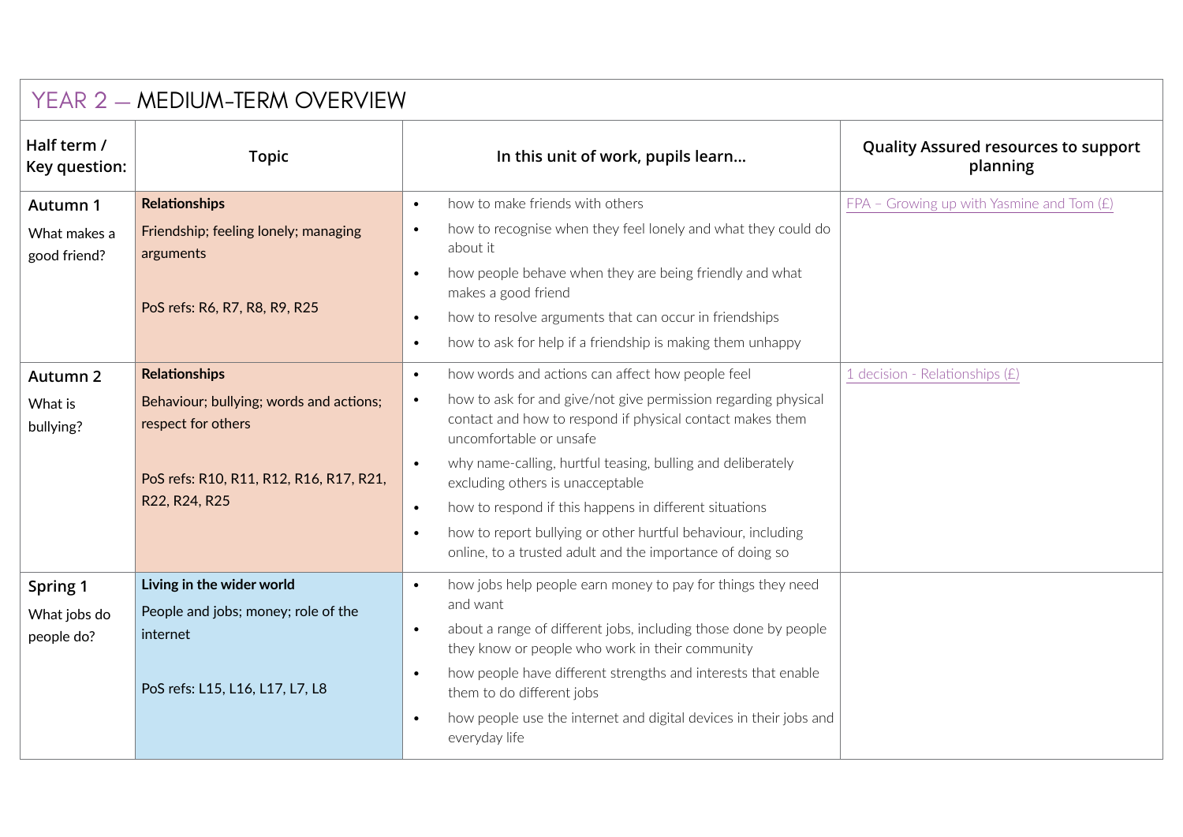# YEAR 2 — MEDIUM-TERM OVERVIEW

| Half term / Key question: | Topic | In this unit of work, pupils learn… | Quality Assured resources to support planning |
|---|---|---|---|
| **Autumn 1**<br>What makes a good friend? | **Relationships**<br>Friendship; feeling lonely; managing arguments<br><br>PoS refs: R6, R7, R8, R9, R25 | • how to make friends with others<br>• how to recognise when they feel lonely and what they could do about it<br>• how people behave when they are being friendly and what makes a good friend<br>• how to resolve arguments that can occur in friendships<br>• how to ask for help if a friendship is making them unhappy | FPA – Growing up with Yasmine and Tom (£) |
| **Autumn 2**<br>What is bullying? | **Relationships**<br>Behaviour; bullying; words and actions; respect for others<br><br>PoS refs: R10, R11, R12, R16, R17, R21, R22, R24, R25 | • how words and actions can affect how people feel<br>• how to ask for and give/not give permission regarding physical contact and how to respond if physical contact makes them uncomfortable or unsafe<br>• why name-calling, hurtful teasing, bulling and deliberately excluding others is unacceptable<br>• how to respond if this happens in different situations<br>• how to report bullying or other hurtful behaviour, including online, to a trusted adult and the importance of doing so | 1 decision - Relationships (£) |
| **Spring 1**<br>What jobs do people do? | **Living in the wider world**<br>People and jobs; money; role of the internet<br><br>PoS refs: L15, L16, L17, L7, L8 | • how jobs help people earn money to pay for things they need and want<br>• about a range of different jobs, including those done by people they know or people who work in their community<br>• how people have different strengths and interests that enable them to do different jobs<br>• how people use the internet and digital devices in their jobs and everyday life | |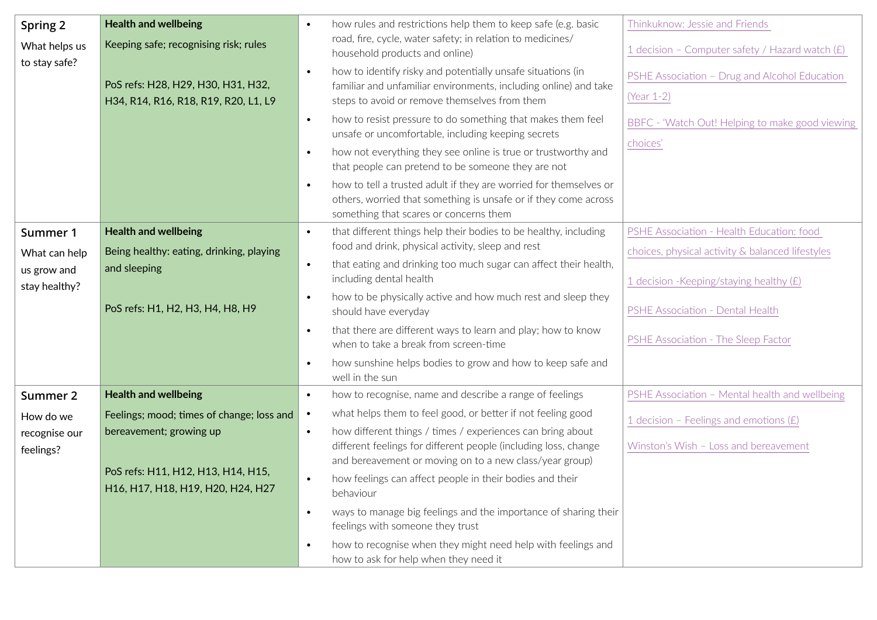| | | | |
|---|---|---|---|
| **Spring 2**<br>What helps us to stay safe? | **Health and wellbeing**<br>Keeping safe; recognising risk; rules<br><br>PoS refs: H28, H29, H30, H31, H32, H34, R14, R16, R18, R19, R20, L1, L9 | • how rules and restrictions help them to keep safe (e.g. basic road, fire, cycle, water safety; in relation to medicines/ household products and online)<br>• how to identify risky and potentially unsafe situations (in familiar and unfamiliar environments, including online) and take steps to avoid or remove themselves from them<br>• how to resist pressure to do something that makes them feel unsafe or uncomfortable, including keeping secrets<br>• how not everything they see online is true or trustworthy and that people can pretend to be someone they are not<br>• how to tell a trusted adult if they are worried for themselves or others, worried that something is unsafe or if they come across something that scares or concerns them | Thinkuknow: Jessie and Friends<br><br>1 decision – Computer safety / Hazard watch (£)<br><br>PSHE Association – Drug and Alcohol Education (Year 1-2)<br><br>BBFC - 'Watch Out! Helping to make good viewing choices' |
| **Summer 1**<br>What can help us grow and stay healthy? | **Health and wellbeing**<br>Being healthy: eating, drinking, playing and sleeping<br><br>PoS refs: H1, H2, H3, H4, H8, H9 | • that different things help their bodies to be healthy, including food and drink, physical activity, sleep and rest<br>• that eating and drinking too much sugar can affect their health, including dental health<br>• how to be physically active and how much rest and sleep they should have everyday<br>• that there are different ways to learn and play; how to know when to take a break from screen-time<br>• how sunshine helps bodies to grow and how to keep safe and well in the sun | PSHE Association - Health Education: food choices, physical activity & balanced lifestyles<br><br>1 decision -Keeping/staying healthy (£)<br><br>PSHE Association - Dental Health<br><br>PSHE Association - The Sleep Factor |
| **Summer 2**<br>How do we recognise our feelings? | **Health and wellbeing**<br>Feelings; mood; times of change; loss and bereavement; growing up<br><br>PoS refs: H11, H12, H13, H14, H15, H16, H17, H18, H19, H20, H24, H27 | • how to recognise, name and describe a range of feelings<br>• what helps them to feel good, or better if not feeling good<br>• how different things / times / experiences can bring about different feelings for different people (including loss, change and bereavement or moving on to a new class/year group)<br>• how feelings can affect people in their bodies and their behaviour<br>• ways to manage big feelings and the importance of sharing their feelings with someone they trust<br>• how to recognise when they might need help with feelings and how to ask for help when they need it | PSHE Association – Mental health and wellbeing<br><br>1 decision – Feelings and emotions (£)<br><br>Winston's Wish – Loss and bereavement |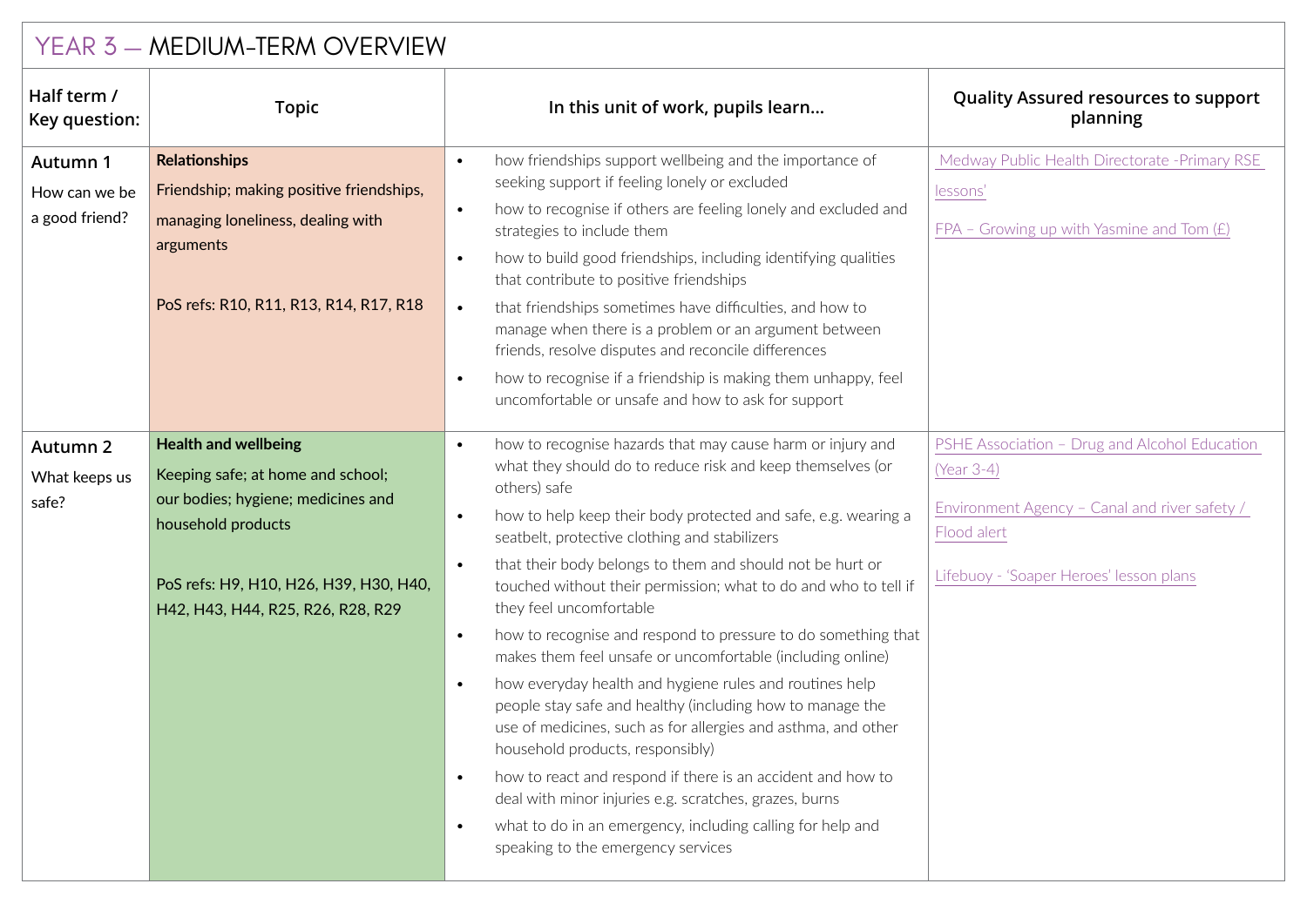# YEAR 3 – MEDIUM-TERM OVERVIEW

| Half term / Key question: | Topic | In this unit of work, pupils learn... | Quality Assured resources to support planning |
|---|---|---|---|
| **Autumn 1**<br>How can we be a good friend? | **Relationships**<br>Friendship; making positive friendships, managing loneliness, dealing with arguments<br><br>PoS refs: R10, R11, R13, R14, R17, R18 | • how friendships support wellbeing and the importance of seeking support if feeling lonely or excluded<br>• how to recognise if others are feeling lonely and excluded and strategies to include them<br>• how to build good friendships, including identifying qualities that contribute to positive friendships<br>• that friendships sometimes have difficulties, and how to manage when there is a problem or an argument between friends, resolve disputes and reconcile differences<br>• how to recognise if a friendship is making them unhappy, feel uncomfortable or unsafe and how to ask for support | Medway Public Health Directorate -Primary RSE lessons'<br><br>FPA – Growing up with Yasmine and Tom (£) |
| **Autumn 2**<br>What keeps us safe? | **Health and wellbeing**<br>Keeping safe; at home and school; our bodies; hygiene; medicines and household products<br><br>PoS refs: H9, H10, H26, H39, H30, H40, H42, H43, H44, R25, R26, R28, R29 | • how to recognise hazards that may cause harm or injury and what they should do to reduce risk and keep themselves (or others) safe<br>• how to help keep their body protected and safe, e.g. wearing a seatbelt, protective clothing and stabilizers<br>• that their body belongs to them and should not be hurt or touched without their permission; what to do and who to tell if they feel uncomfortable<br>• how to recognise and respond to pressure to do something that makes them feel unsafe or uncomfortable (including online)<br>• how everyday health and hygiene rules and routines help people stay safe and healthy (including how to manage the use of medicines, such as for allergies and asthma, and other household products, responsibly)<br>• how to react and respond if there is an accident and how to deal with minor injuries e.g. scratches, grazes, burns<br>• what to do in an emergency, including calling for help and speaking to the emergency services | PSHE Association – Drug and Alcohol Education (Year 3-4)<br><br>Environment Agency – Canal and river safety / Flood alert<br><br>Lifebuoy - 'Soaper Heroes' lesson plans |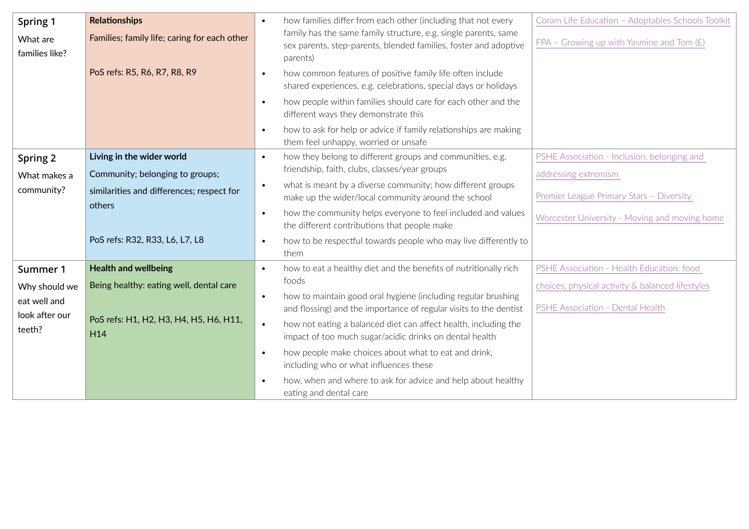| | | | |
|---|---|---|---|
| **Spring 1**<br>What are families like? | **Relationships**<br>Families; family life; caring for each other<br><br>PoS refs: R5, R6, R7, R8, R9 | • how families differ from each other (including that not every family has the same family structure, e.g. single parents, same sex parents, step-parents, blended families, foster and adoptive parents)<br>• how common features of positive family life often include shared experiences, e.g. celebrations, special days or holidays<br>• how people within families should care for each other and the different ways they demonstrate this<br>• how to ask for help or advice if family relationships are making them feel unhappy, worried or unsafe | Coram Life Education – Adoptables Schools Toolkit<br><br>FPA – Growing up with Yasmine and Tom (£) |
| **Spring 2**<br>What makes a community? | **Living in the wider world**<br>Community; belonging to groups; similarities and differences; respect for others<br><br>PoS refs: R32, R33, L6, L7, L8 | • how they belong to different groups and communities, e.g. friendship, faith, clubs, classes/year groups<br>• what is meant by a diverse community; how different groups make up the wider/local community around the school<br>• how the community helps everyone to feel included and values the different contributions that people make<br>• how to be respectful towards people who may live differently to them | PSHE Association - Inclusion, belonging and addressing extremism<br><br>Premier League Primary Stars – Diversity<br><br>Worcester University - Moving and moving home |
| **Summer 1**<br>Why should we eat well and look after our teeth? | **Health and wellbeing**<br>Being healthy: eating well, dental care<br><br>PoS refs: H1, H2, H3, H4, H5, H6, H11, H14 | • how to eat a healthy diet and the benefits of nutritionally rich foods<br>• how to maintain good oral hygiene (including regular brushing and flossing) and the importance of regular visits to the dentist<br>• how not eating a balanced diet can affect health, including the impact of too much sugar/acidic drinks on dental health<br>• how people make choices about what to eat and drink, including who or what influences these<br>• how, when and where to ask for advice and help about healthy eating and dental care | PSHE Association - Health Education: food choices, physical activity & balanced lifestyles<br><br>PSHE Association - Dental Health |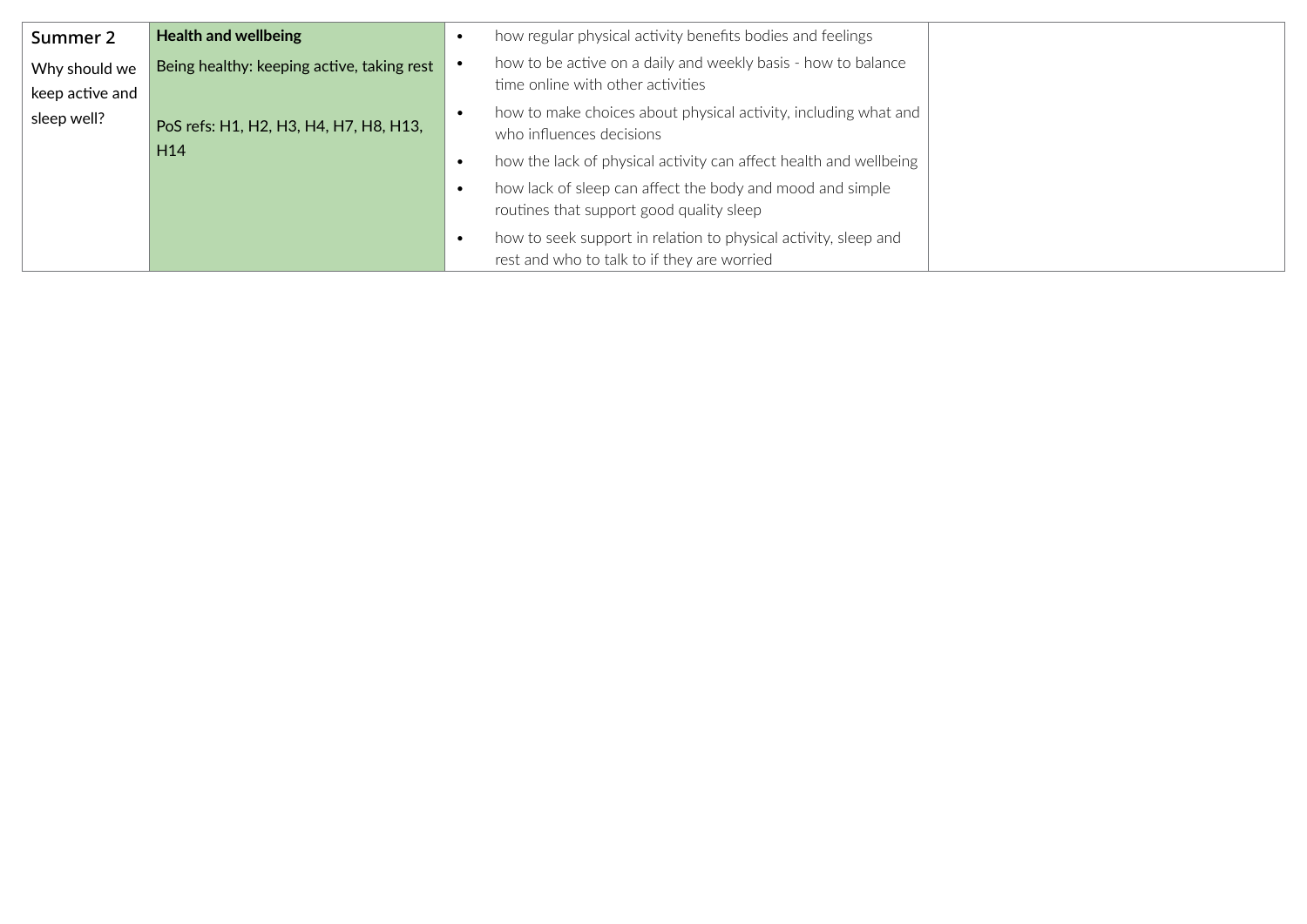| | | | |
|---|---|---|---|
| Summer 2<br><br>Why should we keep active and sleep well? | **Health and wellbeing**<br><br>Being healthy: keeping active, taking rest<br><br>PoS refs: H1, H2, H3, H4, H7, H8, H13, H14 | • how regular physical activity benefits bodies and feelings<br>• how to be active on a daily and weekly basis - how to balance time online with other activities<br>• how to make choices about physical activity, including what and who influences decisions<br>• how the lack of physical activity can affect health and wellbeing<br>• how lack of sleep can affect the body and mood and simple routines that support good quality sleep<br>• how to seek support in relation to physical activity, sleep and rest and who to talk to if they are worried | |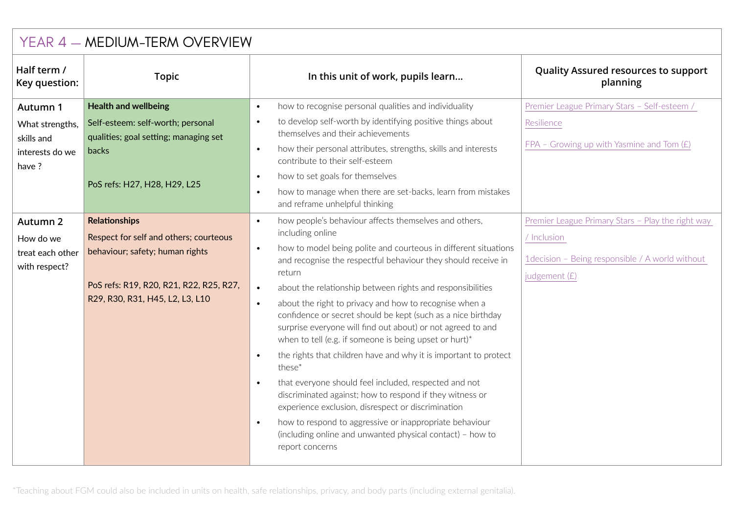# YEAR 4 — MEDIUM-TERM OVERVIEW

| Half term / Key question: | Topic | In this unit of work, pupils learn... | Quality Assured resources to support planning |
|---|---|---|---|
| **Autumn 1**<br>What strengths, skills and interests do we have ? | **Health and wellbeing**<br>Self-esteem: self-worth; personal qualities; goal setting; managing set backs<br><br>PoS refs: H27, H28, H29, L25 | • how to recognise personal qualities and individuality<br>• to develop self-worth by identifying positive things about themselves and their achievements<br>• how their personal attributes, strengths, skills and interests contribute to their self-esteem<br>• how to set goals for themselves<br>• how to manage when there are set-backs, learn from mistakes and reframe unhelpful thinking | Premier League Primary Stars – Self-esteem / Resilience<br><br>FPA – Growing up with Yasmine and Tom (£) |
| **Autumn 2**<br>How do we treat each other with respect? | **Relationships**<br>Respect for self and others; courteous behaviour; safety; human rights<br><br>PoS refs: R19, R20, R21, R22, R25, R27, R29, R30, R31, H45, L2, L3, L10 | • how people's behaviour affects themselves and others, including online<br>• how to model being polite and courteous in different situations and recognise the respectful behaviour they should receive in return<br>• about the relationship between rights and responsibilities<br>• about the right to privacy and how to recognise when a confidence or secret should be kept (such as a nice birthday surprise everyone will find out about) or not agreed to and when to tell (e.g. if someone is being upset or hurt)*<br>• the rights that children have and why it is important to protect these*<br>• that everyone should feel included, respected and not discriminated against; how to respond if they witness or experience exclusion, disrespect or discrimination<br>• how to respond to aggressive or inappropriate behaviour (including online and unwanted physical contact) – how to report concerns | Premier League Primary Stars – Play the right way / Inclusion<br><br>1decision – Being responsible / A world without judgement (£) |

*Teaching about FGM could also be included in units on health, safe relationships, privacy, and body parts (including external genitalia).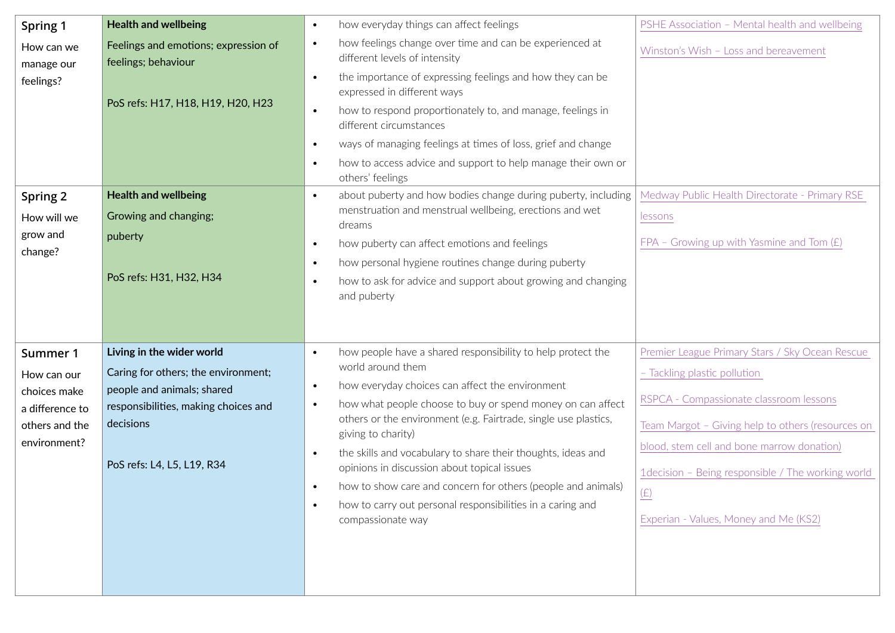| | | | |
|---|---|---|---|
| **Spring 1**<br><br>How can we manage our feelings? | **Health and wellbeing**<br><br>Feelings and emotions; expression of feelings; behaviour<br><br>PoS refs: H17, H18, H19, H20, H23 | • how everyday things can affect feelings<br>• how feelings change over time and can be experienced at different levels of intensity<br>• the importance of expressing feelings and how they can be expressed in different ways<br>• how to respond proportionately to, and manage, feelings in different circumstances<br>• ways of managing feelings at times of loss, grief and change<br>• how to access advice and support to help manage their own or others' feelings | PSHE Association – Mental health and wellbeing<br><br>Winston's Wish – Loss and bereavement |
| **Spring 2**<br><br>How will we grow and change? | **Health and wellbeing**<br><br>Growing and changing;<br>puberty<br><br>PoS refs: H31, H32, H34 | • about puberty and how bodies change during puberty, including menstruation and menstrual wellbeing, erections and wet dreams<br>• how puberty can affect emotions and feelings<br>• how personal hygiene routines change during puberty<br>• how to ask for advice and support about growing and changing and puberty | Medway Public Health Directorate - Primary RSE lessons<br><br>FPA – Growing up with Yasmine and Tom (£) |
| **Summer 1**<br><br>How can our choices make a difference to others and the environment? | **Living in the wider world**<br><br>Caring for others; the environment; people and animals; shared responsibilities, making choices and decisions<br><br>PoS refs: L4, L5, L19, R34 | • how people have a shared responsibility to help protect the world around them<br>• how everyday choices can affect the environment<br>• how what people choose to buy or spend money on can affect others or the environment (e.g. Fairtrade, single use plastics, giving to charity)<br>• the skills and vocabulary to share their thoughts, ideas and opinions in discussion about topical issues<br>• how to show care and concern for others (people and animals)<br>• how to carry out personal responsibilities in a caring and compassionate way | Premier League Primary Stars / Sky Ocean Rescue – Tackling plastic pollution<br><br>RSPCA - Compassionate classroom lessons<br><br>Team Margot – Giving help to others (resources on blood, stem cell and bone marrow donation)<br><br>1decision – Being responsible / The working world (£)<br><br>Experian - Values, Money and Me (KS2) |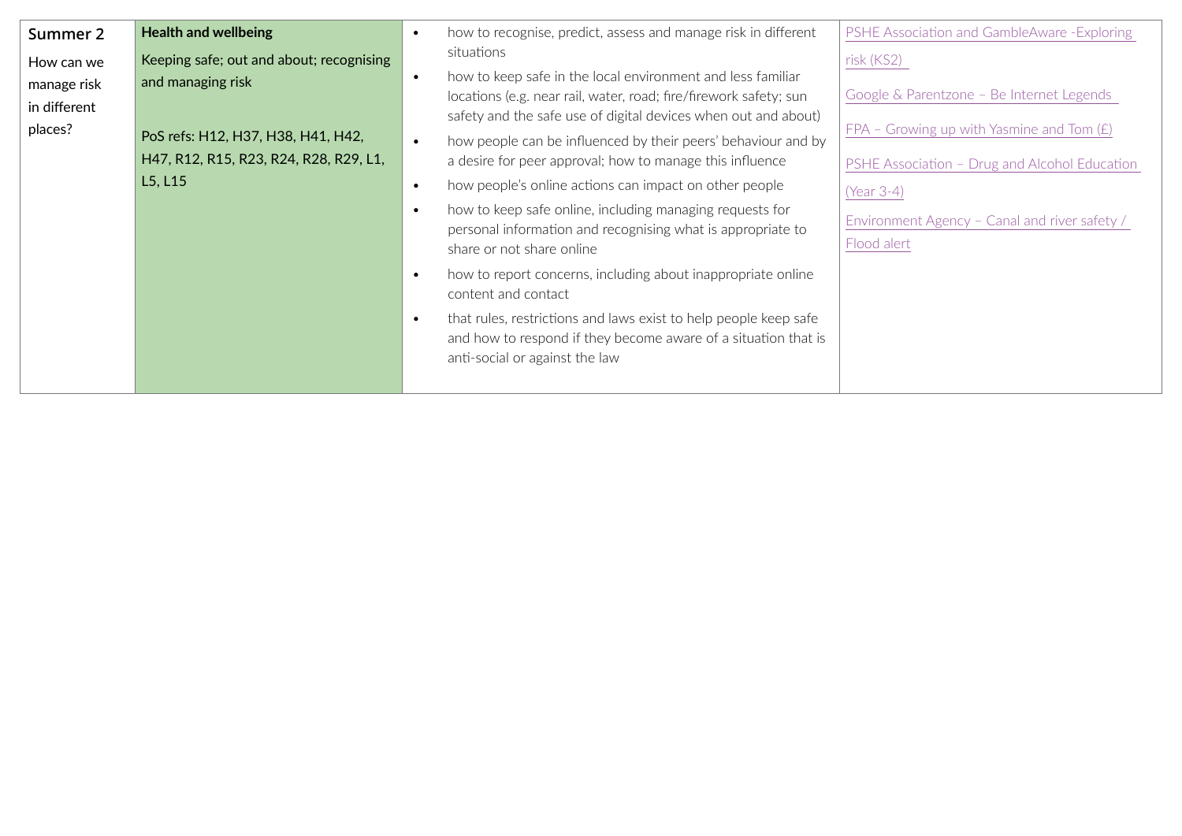| | | | |
|---|---|---|---|
| **Summer 2**<br><br>How can we manage risk in different places? | **Health and wellbeing**<br><br>Keeping safe; out and about; recognising and managing risk<br><br>PoS refs: H12, H37, H38, H41, H42, H47, R12, R15, R23, R24, R28, R29, L1, L5, L15 | • how to recognise, predict, assess and manage risk in different situations<br>• how to keep safe in the local environment and less familiar locations (e.g. near rail, water, road; fire/firework safety; sun safety and the safe use of digital devices when out and about)<br>• how people can be influenced by their peers' behaviour and by a desire for peer approval; how to manage this influence<br>• how people's online actions can impact on other people<br>• how to keep safe online, including managing requests for personal information and recognising what is appropriate to share or not share online<br>• how to report concerns, including about inappropriate online content and contact<br>• that rules, restrictions and laws exist to help people keep safe and how to respond if they become aware of a situation that is anti-social or against the law | PSHE Association and GambleAware -Exploring risk (KS2)<br><br>Google & Parentzone – Be Internet Legends<br><br>FPA – Growing up with Yasmine and Tom (£)<br><br>PSHE Association – Drug and Alcohol Education (Year 3-4)<br><br>Environment Agency – Canal and river safety / Flood alert |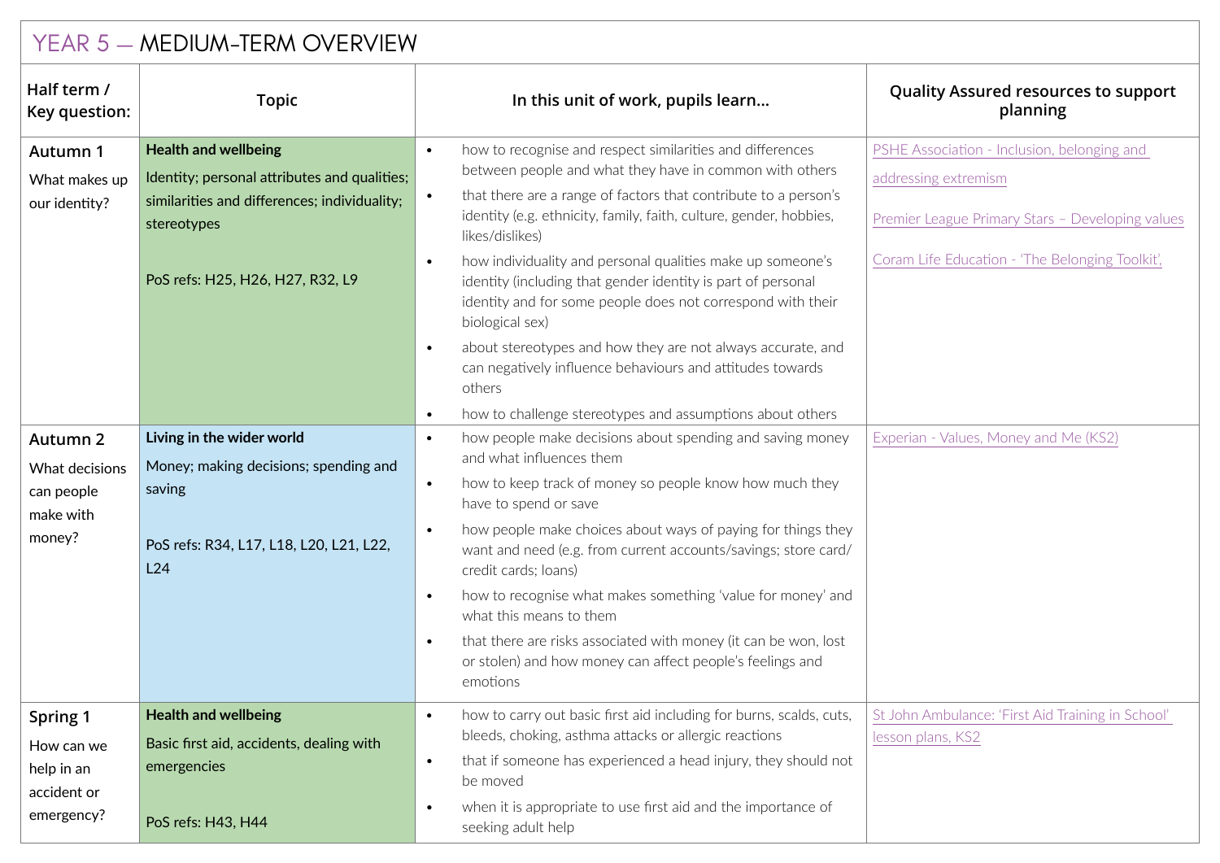# YEAR 5 — MEDIUM-TERM OVERVIEW

| Half term / Key question: | Topic | In this unit of work, pupils learn... | Quality Assured resources to support planning |
|---|---|---|---|
| **Autumn 1**<br>What makes up our identity? | **Health and wellbeing**<br>Identity; personal attributes and qualities; similarities and differences; individuality; stereotypes<br><br>PoS refs: H25, H26, H27, R32, L9 | • how to recognise and respect similarities and differences between people and what they have in common with others<br>• that there are a range of factors that contribute to a person's identity (e.g. ethnicity, family, faith, culture, gender, hobbies, likes/dislikes)<br>• how individuality and personal qualities make up someone's identity (including that gender identity is part of personal identity and for some people does not correspond with their biological sex)<br>• about stereotypes and how they are not always accurate, and can negatively influence behaviours and attitudes towards others<br>• how to challenge stereotypes and assumptions about others | PSHE Association - Inclusion, belonging and addressing extremism<br><br>Premier League Primary Stars – Developing values<br><br>Coram Life Education - 'The Belonging Toolkit', |
| **Autumn 2**<br>What decisions can people make with money? | **Living in the wider world**<br>Money; making decisions; spending and saving<br><br>PoS refs: R34, L17, L18, L20, L21, L22, L24 | • how people make decisions about spending and saving money and what influences them<br>• how to keep track of money so people know how much they have to spend or save<br>• how people make choices about ways of paying for things they want and need (e.g. from current accounts/savings; store card/credit cards; loans)<br>• how to recognise what makes something 'value for money' and what this means to them<br>• that there are risks associated with money (it can be won, lost or stolen) and how money can affect people's feelings and emotions | Experian - Values, Money and Me (KS2) |
| **Spring 1**<br>How can we help in an accident or emergency? | **Health and wellbeing**<br>Basic first aid, accidents, dealing with emergencies<br><br>PoS refs: H43, H44 | • how to carry out basic first aid including for burns, scalds, cuts, bleeds, choking, asthma attacks or allergic reactions<br>• that if someone has experienced a head injury, they should not be moved<br>• when it is appropriate to use first aid and the importance of seeking adult help | St John Ambulance: 'First Aid Training in School' lesson plans, KS2 |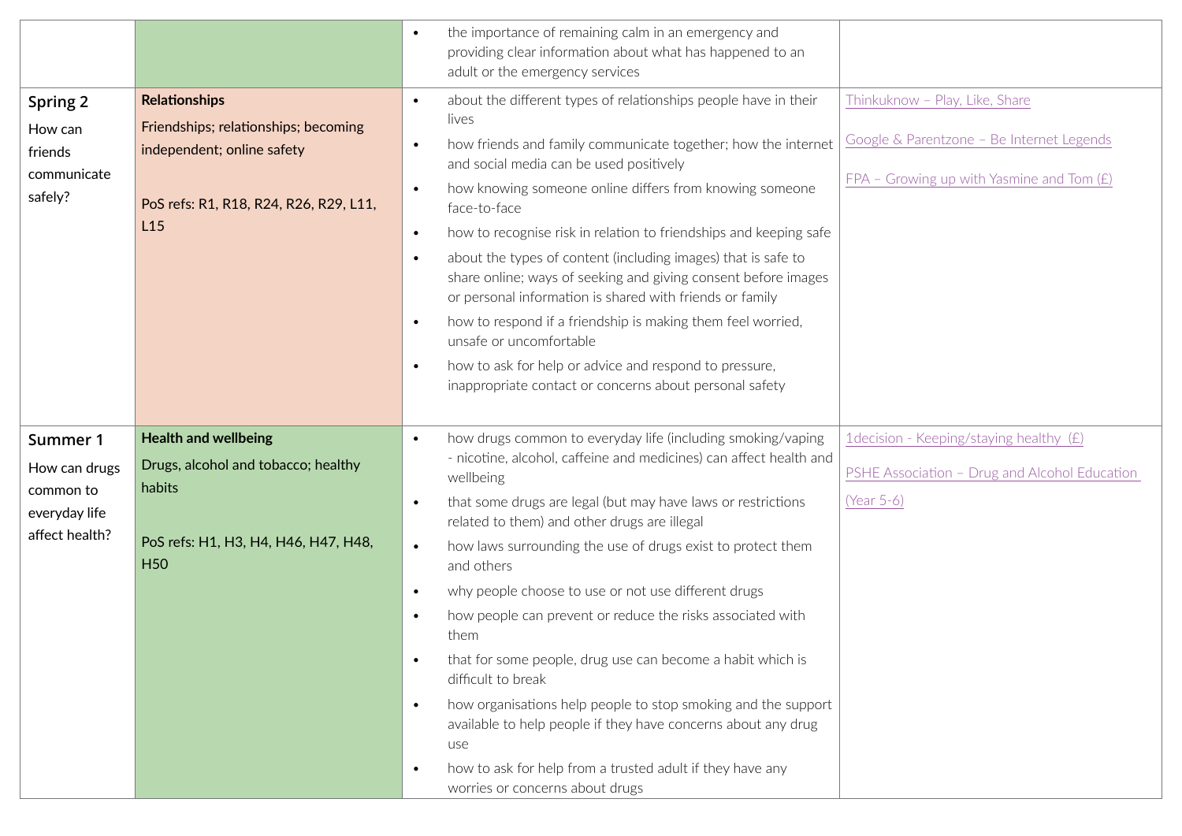| | | | |
|---|---|---|---|
| | | • the importance of remaining calm in an emergency and providing clear information about what has happened to an adult or the emergency services | |
| **Spring 2**<br>How can friends communicate safely? | **Relationships**<br>Friendships; relationships; becoming independent; online safety<br><br>PoS refs: R1, R18, R24, R26, R29, L11, L15 | • about the different types of relationships people have in their lives<br>• how friends and family communicate together; how the internet and social media can be used positively<br>• how knowing someone online differs from knowing someone face-to-face<br>• how to recognise risk in relation to friendships and keeping safe<br>• about the types of content (including images) that is safe to share online; ways of seeking and giving consent before images or personal information is shared with friends or family<br>• how to respond if a friendship is making them feel worried, unsafe or uncomfortable<br>• how to ask for help or advice and respond to pressure, inappropriate contact or concerns about personal safety | Thinkuknow – Play, Like, Share<br><br>Google & Parentzone – Be Internet Legends<br><br>FPA – Growing up with Yasmine and Tom (£) |
| **Summer 1**<br>How can drugs common to everyday life affect health? | **Health and wellbeing**<br>Drugs, alcohol and tobacco; healthy habits<br><br>PoS refs: H1, H3, H4, H46, H47, H48, H50 | • how drugs common to everyday life (including smoking/vaping - nicotine, alcohol, caffeine and medicines) can affect health and wellbeing<br>• that some drugs are legal (but may have laws or restrictions related to them) and other drugs are illegal<br>• how laws surrounding the use of drugs exist to protect them and others<br>• why people choose to use or not use different drugs<br>• how people can prevent or reduce the risks associated with them<br>• that for some people, drug use can become a habit which is difficult to break<br>• how organisations help people to stop smoking and the support available to help people if they have concerns about any drug use<br>• how to ask for help from a trusted adult if they have any worries or concerns about drugs | 1decision - Keeping/staying healthy (£)<br><br>PSHE Association – Drug and Alcohol Education (Year 5-6) |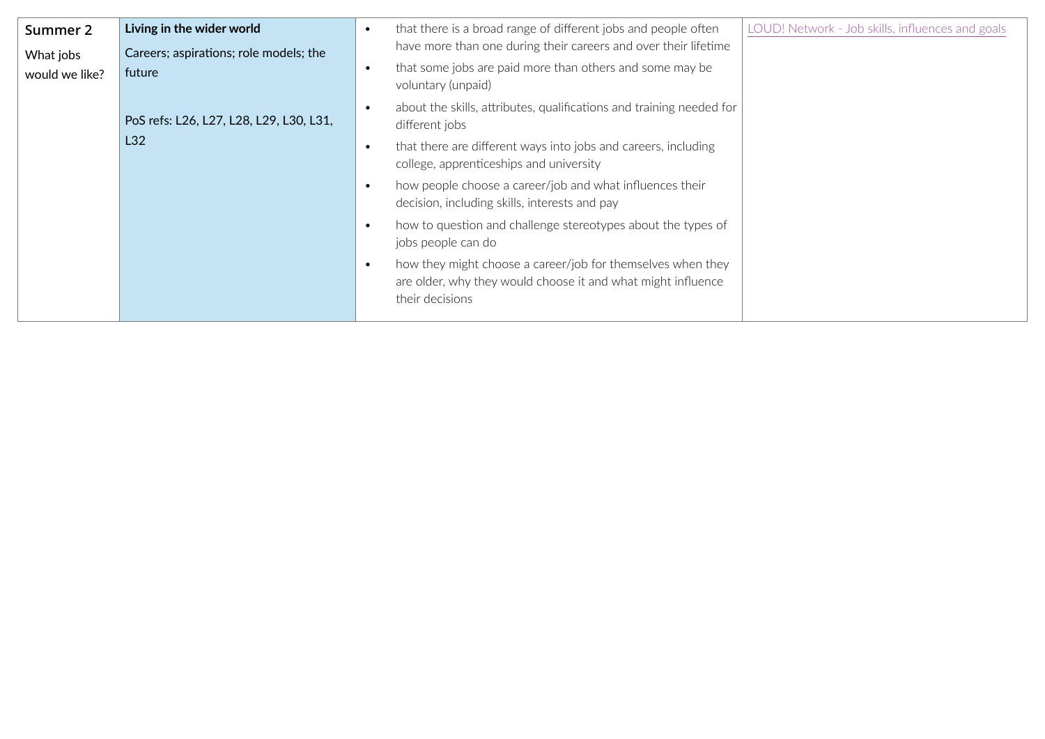| Summer 2<br>What jobs would we like? | **Living in the wider world**<br>Careers; aspirations; role models; the future<br><br>PoS refs: L26, L27, L28, L29, L30, L31, L32 | • that there is a broad range of different jobs and people often have more than one during their careers and over their lifetime<br>• that some jobs are paid more than others and some may be voluntary (unpaid)<br>• about the skills, attributes, qualifications and training needed for different jobs<br>• that there are different ways into jobs and careers, including college, apprenticeships and university<br>• how people choose a career/job and what influences their decision, including skills, interests and pay<br>• how to question and challenge stereotypes about the types of jobs people can do<br>• how they might choose a career/job for themselves when they are older, why they would choose it and what might influence their decisions | LOUD! Network - Job skills, influences and goals |
|---|---|---|---|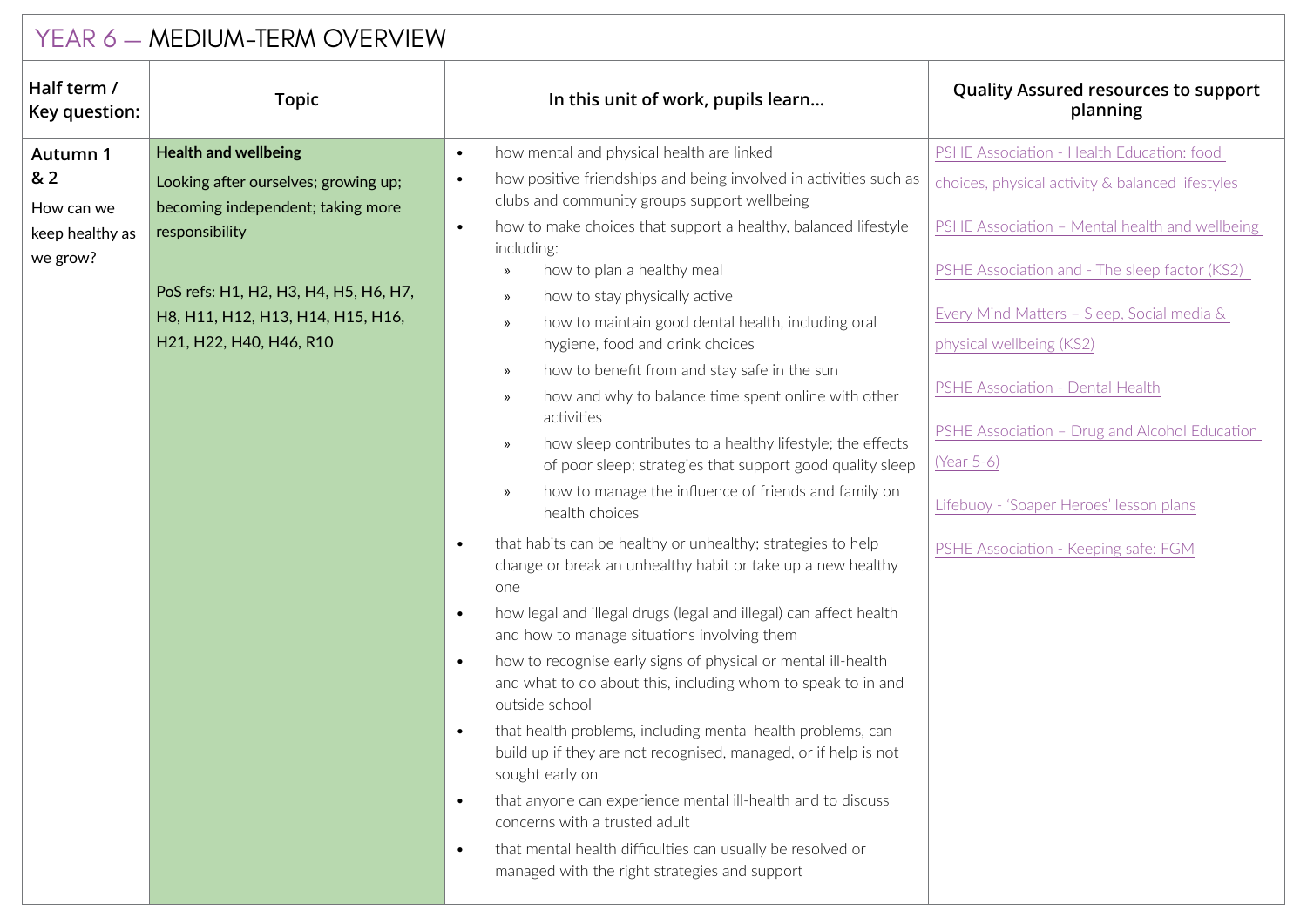# YEAR 6 — MEDIUM-TERM OVERVIEW

| Half term / Key question: | Topic | In this unit of work, pupils learn… | Quality Assured resources to support planning |
|---|---|---|---|
| **Autumn 1 & 2**<br>How can we keep healthy as we grow? | **Health and wellbeing**<br>Looking after ourselves; growing up; becoming independent; taking more responsibility<br><br>PoS refs: H1, H2, H3, H4, H5, H6, H7, H8, H11, H12, H13, H14, H15, H16, H21, H22, H40, H46, R10 | • how mental and physical health are linked<br>• how positive friendships and being involved in activities such as clubs and community groups support wellbeing<br>• how to make choices that support a healthy, balanced lifestyle including:<br>  » how to plan a healthy meal<br>  » how to stay physically active<br>  » how to maintain good dental health, including oral hygiene, food and drink choices<br>  » how to benefit from and stay safe in the sun<br>  » how and why to balance time spent online with other activities<br>  » how sleep contributes to a healthy lifestyle; the effects of poor sleep; strategies that support good quality sleep<br>  » how to manage the influence of friends and family on health choices<br>• that habits can be healthy or unhealthy; strategies to help change or break an unhealthy habit or take up a new healthy one<br>• how legal and illegal drugs (legal and illegal) can affect health and how to manage situations involving them<br>• how to recognise early signs of physical or mental ill-health and what to do about this, including whom to speak to in and outside school<br>• that health problems, including mental health problems, can build up if they are not recognised, managed, or if help is not sought early on<br>• that anyone can experience mental ill-health and to discuss concerns with a trusted adult<br>• that mental health difficulties can usually be resolved or managed with the right strategies and support | PSHE Association - Health Education: food choices, physical activity & balanced lifestyles<br><br>PSHE Association – Mental health and wellbeing<br><br>PSHE Association and - The sleep factor (KS2)<br><br>Every Mind Matters – Sleep, Social media & physical wellbeing (KS2)<br><br>PSHE Association - Dental Health<br><br>PSHE Association – Drug and Alcohol Education (Year 5-6)<br><br>Lifebuoy - 'Soaper Heroes' lesson plans<br><br>PSHE Association - Keeping safe: FGM |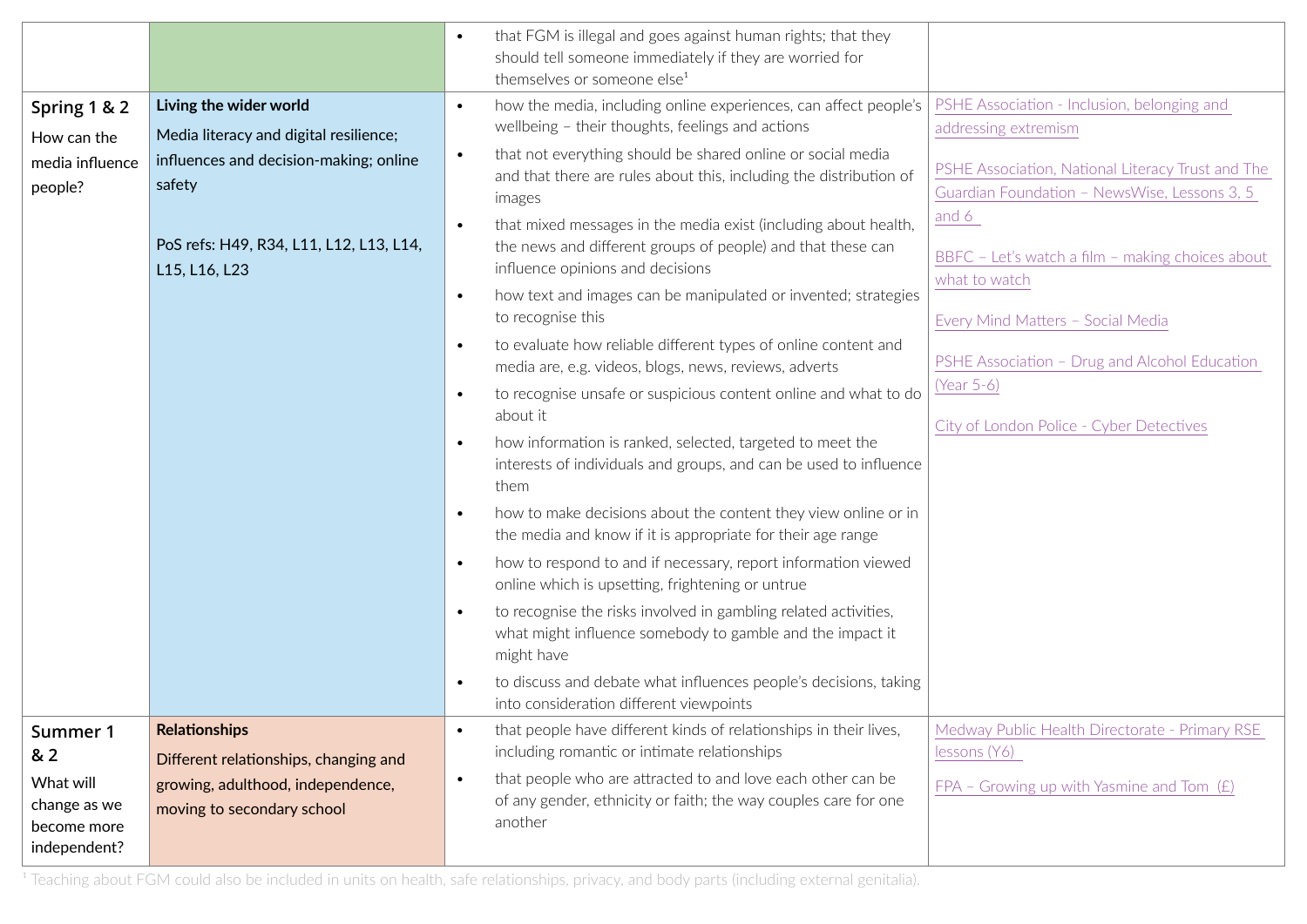| | | | |
|---|---|---|---|
| | | • that FGM is illegal and goes against human rights; that they should tell someone immediately if they are worried for themselves or someone else[1] | |
| **Spring 1 & 2** How can the media influence people? | **Living the wider world** Media literacy and digital resilience; influences and decision-making; online safety<br><br>PoS refs: H49, R34, L11, L12, L13, L14, L15, L16, L23 | • how the media, including online experiences, can affect people's wellbeing – their thoughts, feelings and actions<br>• that not everything should be shared online or social media and that there are rules about this, including the distribution of images<br>• that mixed messages in the media exist (including about health, the news and different groups of people) and that these can influence opinions and decisions<br>• how text and images can be manipulated or invented; strategies to recognise this<br>• to evaluate how reliable different types of online content and media are, e.g. videos, blogs, news, reviews, adverts<br>• to recognise unsafe or suspicious content online and what to do about it<br>• how information is ranked, selected, targeted to meet the interests of individuals and groups, and can be used to influence them<br>• how to make decisions about the content they view online or in the media and know if it is appropriate for their age range<br>• how to respond to and if necessary, report information viewed online which is upsetting, frightening or untrue<br>• to recognise the risks involved in gambling related activities, what might influence somebody to gamble and the impact it might have<br>• to discuss and debate what influences people's decisions, taking into consideration different viewpoints | PSHE Association - Inclusion, belonging and addressing extremism<br><br>PSHE Association, National Literacy Trust and The Guardian Foundation – NewsWise, Lessons 3, 5 and 6<br><br>BBFC – Let's watch a film – making choices about what to watch<br><br>Every Mind Matters – Social Media<br><br>PSHE Association – Drug and Alcohol Education (Year 5-6)<br><br>City of London Police - Cyber Detectives |
| **Summer 1 & 2** What will change as we become more independent? | **Relationships** Different relationships, changing and growing, adulthood, independence, moving to secondary school | • that people have different kinds of relationships in their lives, including romantic or intimate relationships<br>• that people who are attracted to and love each other can be of any gender, ethnicity or faith; the way couples care for one another | Medway Public Health Directorate - Primary RSE lessons (Y6)<br><br>FPA – Growing up with Yasmine and Tom (£) |

[1] Teaching about FGM could also be included in units on health, safe relationships, privacy, and body parts (including external genitalia).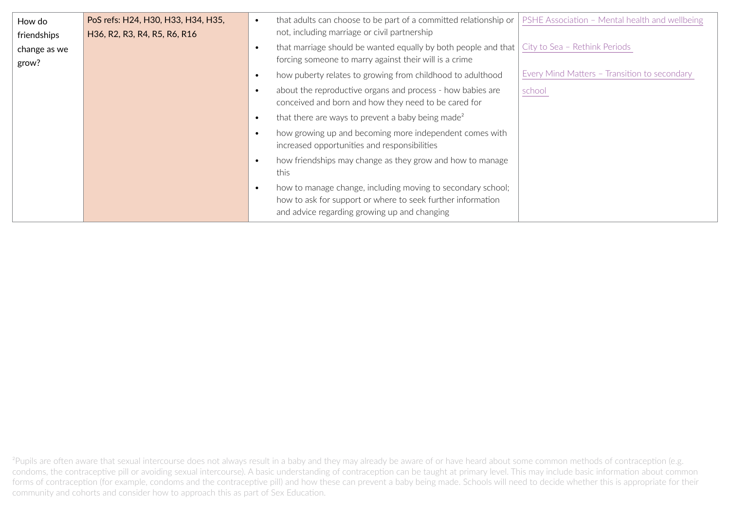| | | | |
|---|---|---|---|
| How do friendships change as we grow? | PoS refs: H24, H30, H33, H34, H35, H36, R2, R3, R4, R5, R6, R16 | • that adults can choose to be part of a committed relationship or not, including marriage or civil partnership<br>• that marriage should be wanted equally by both people and that forcing someone to marry against their will is a crime<br>• how puberty relates to growing from childhood to adulthood<br>• about the reproductive organs and process - how babies are conceived and born and how they need to be cared for<br>• that there are ways to prevent a baby being made[2]<br>• how growing up and becoming more independent comes with increased opportunities and responsibilities<br>• how friendships may change as they grow and how to manage this<br>• how to manage change, including moving to secondary school; how to ask for support or where to seek further information and advice regarding growing up and changing | PSHE Association – Mental health and wellbeing<br><br>City to Sea – Rethink Periods<br><br>Every Mind Matters – Transition to secondary school |

[2]Pupils are often aware that sexual intercourse does not always result in a baby and they may already be aware of or have heard about some common methods of contraception (e.g. condoms, the contraceptive pill or avoiding sexual intercourse). A basic understanding of contraception can be taught at primary level. This may include basic information about common forms of contraception (for example, condoms and the contraceptive pill) and how these can prevent a baby being made. Schools will need to decide whether this is appropriate for their community and cohorts and consider how to approach this as part of Sex Education.